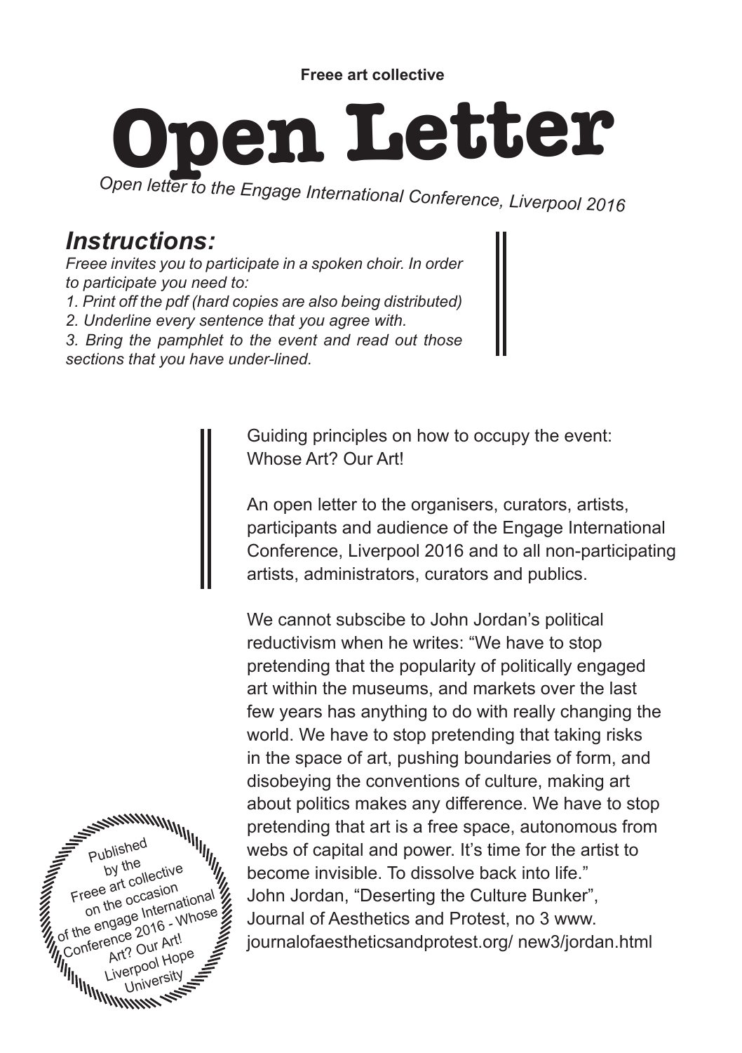**Freee art collective**

# Open Letter

*Open letter to the Engage International Conference, Liverpool 2016*

## *Instructions:*

*Freee invites you to participate in a spoken choir. In order to participate you need to:*

*1. Print off the pdf (hard copies are also being distributed)*

*2. Underline every sentence that you agree with.*

*3. Bring the pamphlet to the event and read out those sections that you have under-lined.*

Guiding principles on how to occupy the event: Whose Art? Our Art!

An open letter to the organisers, curators, artists, participants and audience of the Engage International Conference, Liverpool 2016 and to all non-participating artists, administrators, curators and publics.

We cannot subscibe to John Jordan's political reductivism when he writes: "We have to stop pretending that the popularity of politically engaged art within the museums, and markets over the last few years has anything to do with really changing the world. We have to stop pretending that taking risks in the space of art, pushing boundaries of form, and disobeying the conventions of culture, making art about politics makes any difference. We have to stop pretending that art is a free space, autonomous from webs of capital and power. It's time for the artist to become invisible. To dissolve back into life."
John Jordan, "Deserting the Culture Bunker", Journal of Aesthetics and Protest, no 3 www. journalofaestheticsandprotest.org/ new3/jordan.html

Published by the Freee art collective on the occasion of the engage International Conference 2016 - Whose Art? Our Art! Liverpool Hope University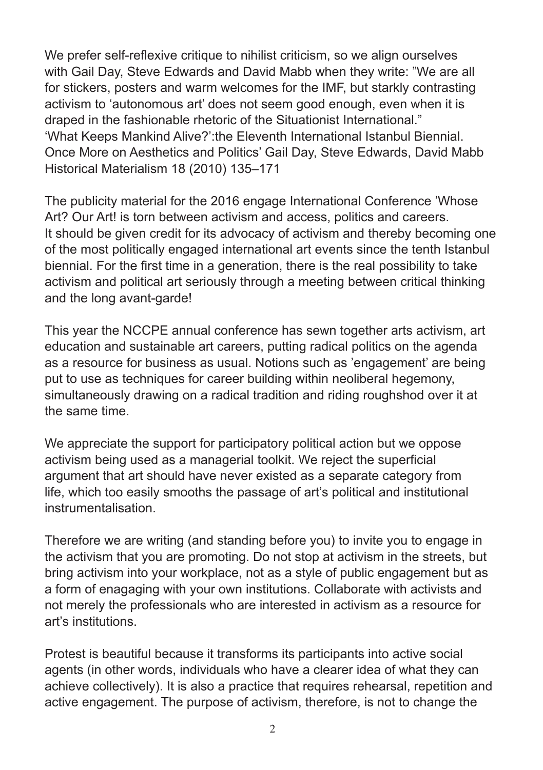We prefer self-reflexive critique to nihilist criticism, so we align ourselves with Gail Day, Steve Edwards and David Mabb when they write: "We are all for stickers, posters and warm welcomes for the IMF, but starkly contrasting activism to 'autonomous art' does not seem good enough, even when it is draped in the fashionable rhetoric of the Situationist International."
'What Keeps Mankind Alive?':the Eleventh International Istanbul Biennial. Once More on Aesthetics and Politics' Gail Day, Steve Edwards, David Mabb Historical Materialism 18 (2010) 135–171

The publicity material for the 2016 engage International Conference 'Whose Art? Our Art! is torn between activism and access, politics and careers. It should be given credit for its advocacy of activism and thereby becoming one of the most politically engaged international art events since the tenth Istanbul biennial. For the first time in a generation, there is the real possibility to take activism and political art seriously through a meeting between critical thinking and the long avant-garde!

This year the NCCPE annual conference has sewn together arts activism, art education and sustainable art careers, putting radical politics on the agenda as a resource for business as usual. Notions such as 'engagement' are being put to use as techniques for career building within neoliberal hegemony, simultaneously drawing on a radical tradition and riding roughshod over it at the same time.

We appreciate the support for participatory political action but we oppose activism being used as a managerial toolkit. We reject the superficial argument that art should have never existed as a separate category from life, which too easily smooths the passage of art's political and institutional instrumentalisation.

Therefore we are writing (and standing before you) to invite you to engage in the activism that you are promoting. Do not stop at activism in the streets, but bring activism into your workplace, not as a style of public engagement but as a form of enagaging with your own institutions. Collaborate with activists and not merely the professionals who are interested in activism as a resource for art's institutions.

Protest is beautiful because it transforms its participants into active social agents (in other words, individuals who have a clearer idea of what they can achieve collectively). It is also a practice that requires rehearsal, repetition and active engagement. The purpose of activism, therefore, is not to change the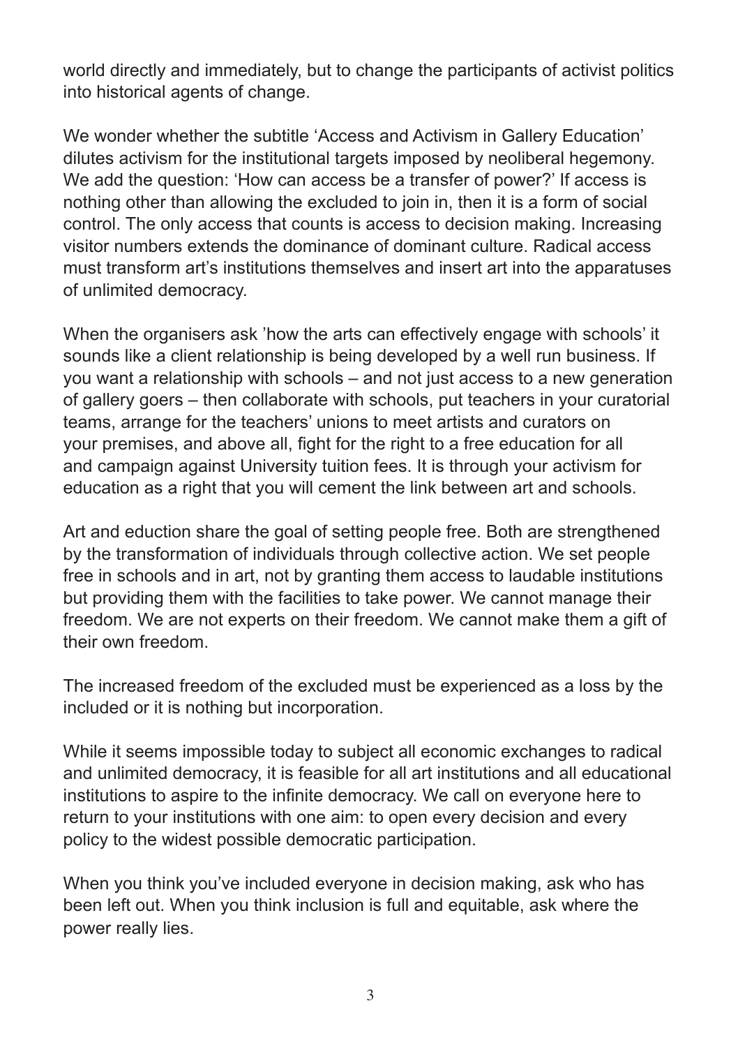world directly and immediately, but to change the participants of activist politics into historical agents of change.

We wonder whether the subtitle 'Access and Activism in Gallery Education' dilutes activism for the institutional targets imposed by neoliberal hegemony. We add the question: 'How can access be a transfer of power?' If access is nothing other than allowing the excluded to join in, then it is a form of social control. The only access that counts is access to decision making. Increasing visitor numbers extends the dominance of dominant culture. Radical access must transform art's institutions themselves and insert art into the apparatuses of unlimited democracy.

When the organisers ask 'how the arts can effectively engage with schools' it sounds like a client relationship is being developed by a well run business. If you want a relationship with schools – and not just access to a new generation of gallery goers – then collaborate with schools, put teachers in your curatorial teams, arrange for the teachers' unions to meet artists and curators on your premises, and above all, fight for the right to a free education for all and campaign against University tuition fees. It is through your activism for education as a right that you will cement the link between art and schools.

Art and eduction share the goal of setting people free. Both are strengthened by the transformation of individuals through collective action. We set people free in schools and in art, not by granting them access to laudable institutions but providing them with the facilities to take power. We cannot manage their freedom. We are not experts on their freedom. We cannot make them a gift of their own freedom.

The increased freedom of the excluded must be experienced as a loss by the included or it is nothing but incorporation.

While it seems impossible today to subject all economic exchanges to radical and unlimited democracy, it is feasible for all art institutions and all educational institutions to aspire to the infinite democracy. We call on everyone here to return to your institutions with one aim: to open every decision and every policy to the widest possible democratic participation.

When you think you've included everyone in decision making, ask who has been left out. When you think inclusion is full and equitable, ask where the power really lies.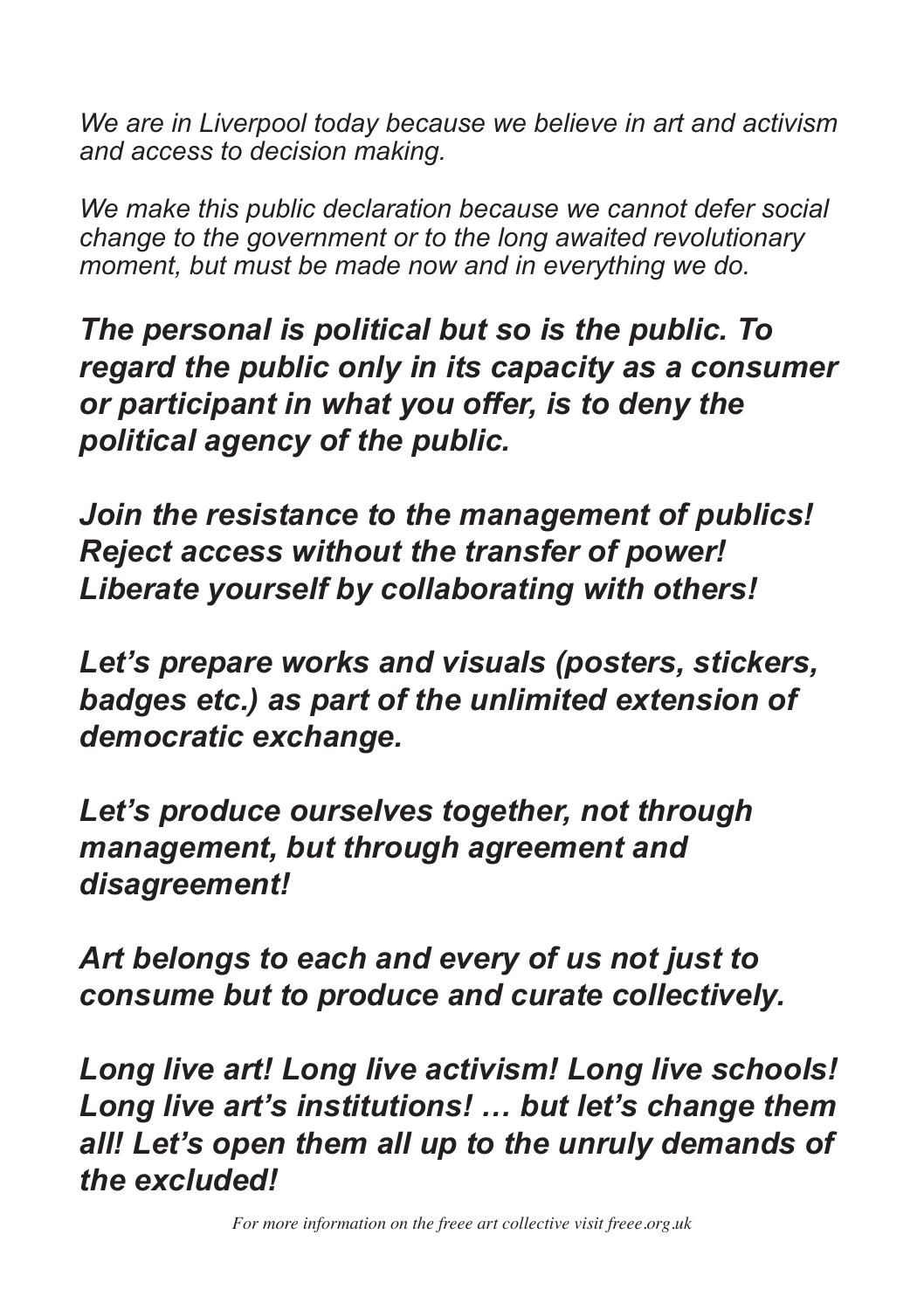*We are in Liverpool today because we believe in art and activism and access to decision making.*

*We make this public declaration because we cannot defer social change to the government or to the long awaited revolutionary moment, but must be made now and in everything we do.*

***The personal is political but so is the public. To regard the public only in its capacity as a consumer or participant in what you offer, is to deny the political agency of the public.***

***Join the resistance to the management of publics! Reject access without the transfer of power! Liberate yourself by collaborating with others!***

***Let's prepare works and visuals (posters, stickers, badges etc.) as part of the unlimited extension of democratic exchange.***

***Let's produce ourselves together, not through management, but through agreement and disagreement!***

***Art belongs to each and every of us not just to consume but to produce and curate collectively.***

***Long live art! Long live activism! Long live schools! Long live art's institutions! … but let's change them all! Let's open them all up to the unruly demands of the excluded!***

*For more information on the freee art collective visit freee.org.uk*